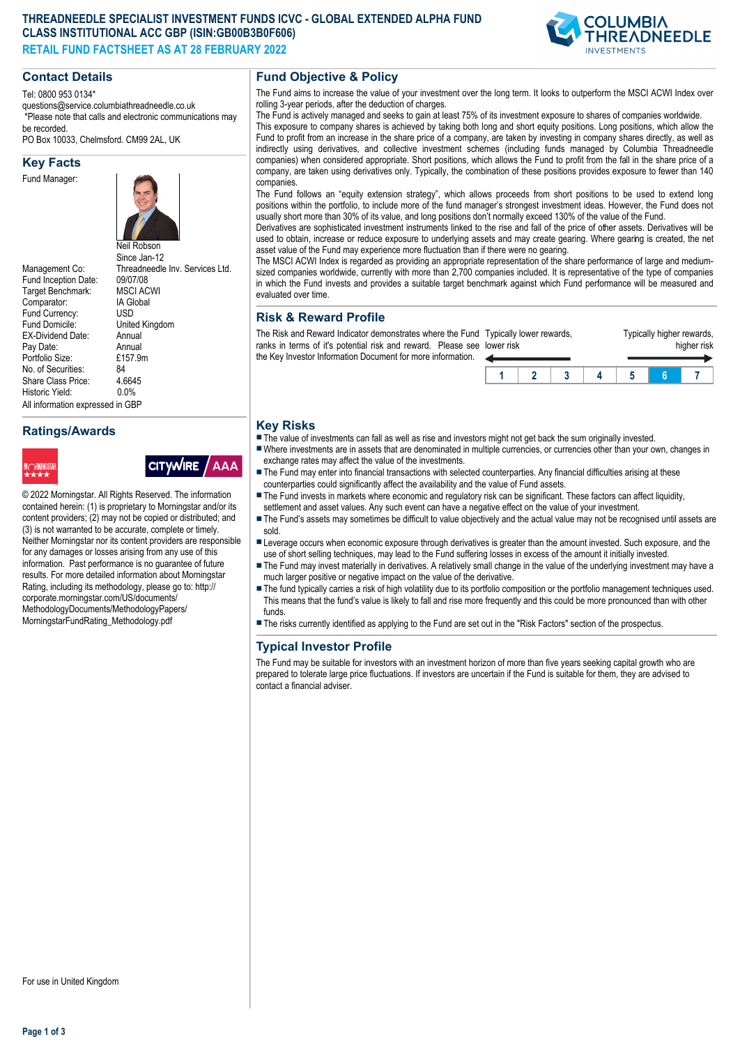# THREADNEEDLE SPECIALIST INVESTMENT FUNDS ICVC - GLOBAL EXTENDED ALPHA FUND CLASS INSTITUTIONAL ACC GBP (ISIN:GB00B3B0F606)

**RETAIL FUND FACTSHEET AS AT 28 FEBRUARY 2022**

## Contact Details

Tel: 0800 953 0134*
questions@service.columbiathreadneedle.co.uk
*Please note that calls and electronic communications may be recorded.
PO Box 10033, Chelmsford. CM99 2AL, UK

## Key Facts

| | |
|---|---|
| Fund Manager: | Neil Robson<br>Since Jan-12 |
| Management Co: | Threadneedle Inv. Services Ltd. |
| Fund Inception Date: | 09/07/08 |
| Target Benchmark: | MSCI ACWI |
| Comparator: | IA Global |
| Fund Currency: | USD |
| Fund Domicile: | United Kingdom |
| EX-Dividend Date: | Annual |
| Pay Date: | Annual |
| Portfolio Size: | £157.9m |
| No. of Securities: | 84 |
| Share Class Price: | 4.6645 |
| Historic Yield: | 0.0% |

All information expressed in GBP

## Ratings/Awards

Morningstar ★★★★ | Citywire AAA

© 2022 Morningstar. All Rights Reserved. The information contained herein: (1) is proprietary to Morningstar and/or its content providers; (2) may not be copied or distributed; and (3) is not warranted to be accurate, complete or timely. Neither Morningstar nor its content providers are responsible for any damages or losses arising from any use of this information. Past performance is no guarantee of future results. For more detailed information about Morningstar Rating, including its methodology, please go to: http://corporate.morningstar.com/US/documents/MethodologyDocuments/MethodologyPapers/MorningstarFundRating_Methodology.pdf

For use in United Kingdom

## Fund Objective & Policy

The Fund aims to increase the value of your investment over the long term. It looks to outperform the MSCI ACWI Index over rolling 3-year periods, after the deduction of charges.

The Fund is actively managed and seeks to gain at least 75% of its investment exposure to shares of companies worldwide. This exposure to company shares is achieved by taking both long and short equity positions. Long positions, which allow the Fund to profit from an increase in the share price of a company, are taken by investing in company shares directly, as well as indirectly using derivatives, and collective investment schemes (including funds managed by Columbia Threadneedle companies) when considered appropriate. Short positions, which allows the Fund to profit from the fall in the share price of a company, are taken using derivatives only. Typically, the combination of these positions provides exposure to fewer than 140 companies.

The Fund follows an "equity extension strategy", which allows proceeds from short positions to be used to extend long positions within the portfolio, to include more of the fund manager's strongest investment ideas. However, the Fund does not usually short more than 30% of its value, and long positions don't normally exceed 130% of the value of the Fund.

Derivatives are sophisticated investment instruments linked to the rise and fall of the price of other assets. Derivatives will be used to obtain, increase or reduce exposure to underlying assets and may create gearing. Where gearing is created, the net asset value of the Fund may experience more fluctuation than if there were no gearing.

The MSCI ACWI Index is regarded as providing an appropriate representation of the share performance of large and medium-sized companies worldwide, currently with more than 2,700 companies included. It is representative of the type of companies in which the Fund invests and provides a suitable target benchmark against which Fund performance will be measured and evaluated over time.

## Risk & Reward Profile

The Risk and Reward Indicator demonstrates where the Fund ranks in terms of it's potential risk and reward. Please see the Key Investor Document for more information.

Typically lower rewards, lower risk ← → Typically higher rewards, higher risk

| 1 | 2 | 3 | 4 | 5 | **6** | 7 |
|---|---|---|---|---|---|---|

## Key Risks

- The value of investments can fall as well as rise and investors might not get back the sum originally invested.
- Where investments are in assets that are denominated in multiple currencies, or currencies other than your own, changes in exchange rates may affect the value of the investments.
- The Fund may enter into financial transactions with selected counterparties. Any financial difficulties arising at these counterparties could significantly affect the availability and the value of Fund assets.
- The Fund invests in markets where economic and regulatory risk can be significant. These factors can affect liquidity, settlement and asset values. Any such event can have a negative effect on the value of your investment.
- The Fund's assets may sometimes be difficult to value objectively and the actual value may not be recognised until assets are sold.
- Leverage occurs when economic exposure through derivatives is greater than the amount invested. Such exposure, and the use of short selling techniques, may lead to the Fund suffering losses in excess of the amount it initially invested.
- The Fund may invest materially in derivatives. A relatively small change in the value of the underlying investment may have a much larger positive or negative impact on the value of the derivative.
- The fund typically carries a risk of high volatility due to its portfolio composition or the portfolio management techniques used. This means that the fund's value is likely to fall and rise more frequently and this could be more pronounced than with other funds.
- The risks currently identified as applying to the Fund are set out in the "Risk Factors" section of the prospectus.

## Typical Investor Profile

The Fund may be suitable for investors with an investment horizon of more than five years seeking capital growth who are prepared to tolerate large price fluctuations. If investors are uncertain if the Fund is suitable for them, they are advised to contact a financial adviser.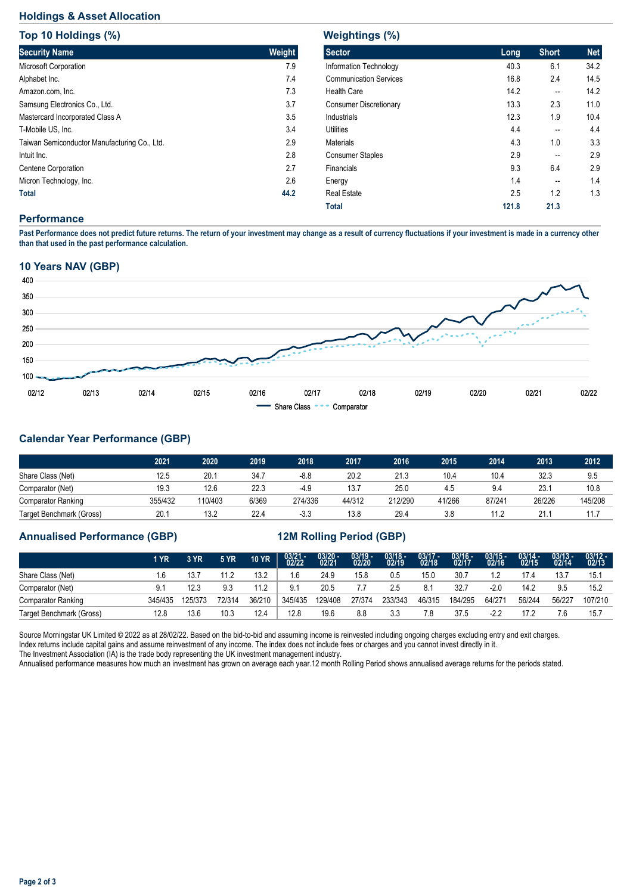## Holdings & Asset Allocation

### Top 10 Holdings (%)

| Security Name | Weight |
|---|---|
| Microsoft Corporation | 7.9 |
| Alphabet Inc. | 7.4 |
| Amazon.com, Inc. | 7.3 |
| Samsung Electronics Co., Ltd. | 3.7 |
| Mastercard Incorporated Class A | 3.5 |
| T-Mobile US, Inc. | 3.4 |
| Taiwan Semiconductor Manufacturing Co., Ltd. | 2.9 |
| Intuit Inc. | 2.8 |
| Centene Corporation | 2.7 |
| Micron Technology, Inc. | 2.6 |
| **Total** | **44.2** |

### Weightings (%)

| Sector | Long | Short | Net |
|---|---|---|---|
| Information Technology | 40.3 | 6.1 | 34.2 |
| Communication Services | 16.8 | 2.4 | 14.5 |
| Health Care | 14.2 | -- | 14.2 |
| Consumer Discretionary | 13.3 | 2.3 | 11.0 |
| Industrials | 12.3 | 1.9 | 10.4 |
| Utilities | 4.4 | -- | 4.4 |
| Materials | 4.3 | 1.0 | 3.3 |
| Consumer Staples | 2.9 | -- | 2.9 |
| Financials | 9.3 | 6.4 | 2.9 |
| Energy | 1.4 | -- | 1.4 |
| Real Estate | 2.5 | 1.2 | 1.3 |
| **Total** | **121.8** | **21.3** | |

## Performance

**Past Performance does not predict future returns. The return of your investment may change as a result of currency fluctuations if your investment is made in a currency other than that used in the past performance calculation.**

### 10 Years NAV (GBP)

### Calendar Year Performance (GBP)

| | 2021 | 2020 | 2019 | 2018 | 2017 | 2016 | 2015 | 2014 | 2013 | 2012 |
|---|---|---|---|---|---|---|---|---|---|---|
| Share Class (Net) | 12.5 | 20.1 | 34.7 | -8.8 | 20.2 | 21.3 | 10.4 | 10.4 | 32.3 | 9.5 |
| Comparator (Net) | 19.3 | 12.6 | 22.3 | -4.9 | 13.7 | 25.0 | 4.5 | 9.4 | 23.1 | 10.8 |
| Comparator Ranking | 355/432 | 110/403 | 6/369 | 274/336 | 44/312 | 212/290 | 41/266 | 87/241 | 26/226 | 145/208 |
| Target Benchmark (Gross) | 20.1 | 13.2 | 22.4 | -3.3 | 13.8 | 29.4 | 3.8 | 11.2 | 21.1 | 11.7 |

### Annualised Performance (GBP)

| | 1 YR | 3 YR | 5 YR | 10 YR |
|---|---|---|---|---|
| Share Class (Net) | 1.6 | 13.7 | 11.2 | 13.2 |
| Comparator (Net) | 9.1 | 12.3 | 9.3 | 11.2 |
| Comparator Ranking | 345/435 | 125/373 | 72/314 | 36/210 |
| Target Benchmark (Gross) | 12.8 | 13.6 | 10.3 | 12.4 |

### 12M Rolling Period (GBP)

| | 03/21 - 02/22 | 03/20 - 02/21 | 03/19 - 02/20 | 03/18 - 02/19 | 03/17 - 02/18 | 03/16 - 02/17 | 03/15 - 02/16 | 03/14 - 02/15 | 03/13 - 02/14 | 03/12 - 02/13 |
|---|---|---|---|---|---|---|---|---|---|---|
| Share Class (Net) | 1.6 | 24.9 | 15.8 | 0.5 | 15.0 | 30.7 | 1.2 | 17.4 | 13.7 | 15.1 |
| Comparator (Net) | 9.1 | 20.5 | 7.7 | 2.5 | 8.1 | 32.7 | -2.0 | 14.2 | 9.5 | 15.2 |
| Comparator Ranking | 345/435 | 129/408 | 27/374 | 233/343 | 46/315 | 184/295 | 64/271 | 56/244 | 56/227 | 107/210 |
| Target Benchmark (Gross) | 12.8 | 19.6 | 8.8 | 3.3 | 7.8 | 37.5 | -2.2 | 17.2 | 7.6 | 15.7 |

Source Morningstar UK Limited © 2022 as at 28/02/22. Based on the bid-to-bid and assuming income is reinvested including ongoing charges excluding entry and exit charges.
Index returns include capital gains and assume reinvestment of any income. The index does not include fees or charges and you cannot invest directly in it.
The Investment Association (IA) is the trade body representing the UK investment management industry.
Annualised performance measures how much an investment has grown on average each year.12 month Rolling Period shows annualised average returns for the periods stated.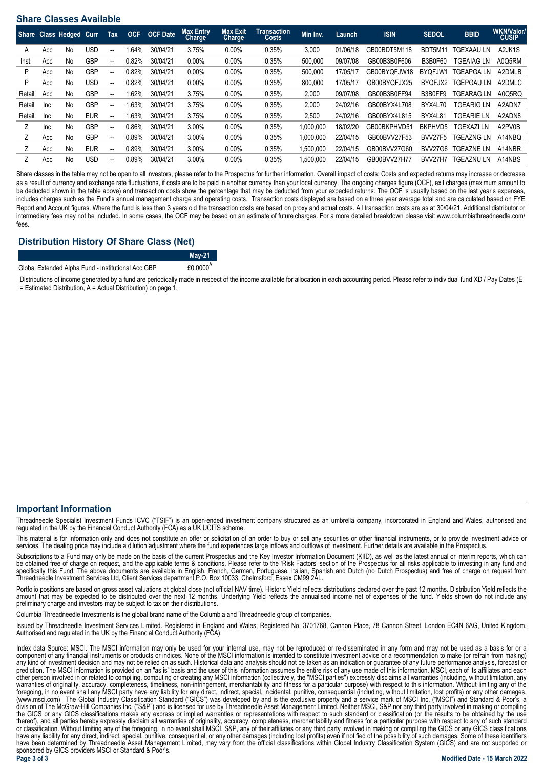## Share Classes Available

| Share | Class | Hedged | Curr | Tax | OCF | OCF Date | Max Entry Charge | Max Exit Charge | Transaction Costs | Min Inv. | Launch | ISIN | SEDOL | BBID | WKN/Valor/ CUSIP |
|---|---|---|---|---|---|---|---|---|---|---|---|---|---|---|---|
| A | Acc | No | USD | -- | 1.64% | 30/04/21 | 3.75% | 0.00% | 0.35% | 3,000 | 01/06/18 | GB00BDT5M118 | BDT5M11 | TGEXAAU LN | A2JK1S |
| Inst. | Acc | No | GBP | -- | 0.82% | 30/04/21 | 0.00% | 0.00% | 0.35% | 500,000 | 09/07/08 | GB00B3B0F606 | B3B0F60 | TGEAIAG LN | A0Q5RM |
| P | Acc | No | GBP | -- | 0.82% | 30/04/21 | 0.00% | 0.00% | 0.35% | 500,000 | 17/05/17 | GB00BYQFJW18 | BYQFJW1 | TGEAPGA LN | A2DMLB |
| P | Acc | No | USD | -- | 0.82% | 30/04/21 | 0.00% | 0.00% | 0.35% | 800,000 | 17/05/17 | GB00BYQFJX25 | BYQFJX2 | TGEPGAU LN | A2DMLC |
| Retail | Acc | No | GBP | -- | 1.62% | 30/04/21 | 3.75% | 0.00% | 0.35% | 2,000 | 09/07/08 | GB00B3B0FF94 | B3B0FF9 | TGEARAG LN | A0Q5RQ |
| Retail | Inc | No | GBP | -- | 1.63% | 30/04/21 | 3.75% | 0.00% | 0.35% | 2,000 | 24/02/16 | GB00BYX4L708 | BYX4L70 | TGEARIG LN | A2ADN7 |
| Retail | Inc | No | EUR | -- | 1.63% | 30/04/21 | 3.75% | 0.00% | 0.35% | 2,500 | 24/02/16 | GB00BYX4L815 | BYX4L81 | TGEARIE LN | A2ADN8 |
| Z | Inc | No | GBP | -- | 0.86% | 30/04/21 | 3.00% | 0.00% | 0.35% | 1,000,000 | 18/02/20 | GB00BKPHVD51 | BKPHVD5 | TGEXAZI LN | A2PV0B |
| Z | Acc | No | GBP | -- | 0.89% | 30/04/21 | 3.00% | 0.00% | 0.35% | 1,000,000 | 22/04/15 | GB00BVV27F53 | BVV27F5 | TGEAZNG LN | A14NBQ |
| Z | Acc | No | EUR | -- | 0.89% | 30/04/21 | 3.00% | 0.00% | 0.35% | 1,500,000 | 22/04/15 | GB00BVV27G60 | BVV27G6 | TGEAZNE LN | A14NBR |
| Z | Acc | No | USD | -- | 0.89% | 30/04/21 | 3.00% | 0.00% | 0.35% | 1,500,000 | 22/04/15 | GB00BVV27H77 | BVV27H7 | TGEAZNU LN | A14NBS |

Share classes in the table may not be open to all investors, please refer to the Prospectus for further information. Overall impact of costs: Costs and expected returns may increase or decrease as a result of currency and exchange rate fluctuations, if costs are to be paid in another currency than your local currency. The ongoing charges figure (OCF), exit charges (maximum amount to be deducted shown in the table above) and transaction costs show the percentage that may be deducted from your expected returns. The OCF is usually based on the last year's expenses, includes charges such as the Fund's annual management charge and operating costs. Transaction costs displayed are based on a three year average total and are calculated based on FYE Report and Account figures. Where the fund is less than 3 years old the transaction costs are based on proxy and actual costs. All transaction costs are as at 30/04/21. Additional distributor or intermediary fees may not be included. In some cases, the OCF may be based on an estimate of future charges. For a more detailed breakdown please visit www.columbiathreadneedle.com/fees.

## Distribution History Of Share Class (Net)

| | May-21 |
|---|---|
| Global Extended Alpha Fund - Institutional Acc GBP | £0.0000[A] |

Distributions of income generated by a fund are periodically made in respect of the income available for allocation in each accounting period. Please refer to individual fund XD / Pay Dates (E = Estimated Distribution, A = Actual Distribution) on page 1.

## Important Information

Threadneedle Specialist Investment Funds ICVC ("TSIF") is an open-ended investment company structured as an umbrella company, incorporated in England and Wales, authorised and regulated in the UK by the Financial Conduct Authority (FCA) as a UK UCITS scheme.

This material is for information only and does not constitute an offer or solicitation of an order to buy or sell any securities or other financial instruments, or to provide investment advice or services. The dealing price may include a dilution adjustment where the fund experiences large inflows and outflows of investment. Further details are available in the Prospectus.

Subscriptions to a Fund may only be made on the basis of the current Prospectus and the Key Investor Information Document (KIID), as well as the latest annual or interim reports, which can be obtained free of charge on request, and the applicable terms & conditions. Please refer to the 'Risk Factors' section of the Prospectus for all risks applicable to investing in any fund and specifically this Fund. The above documents are available in English, French, German, Portuguese, Italian, Spanish and Dutch (no Dutch Prospectus) and free of charge on request from Threadneedle Investment Services Ltd, Client Services department P.O. Box 10033, Chelmsford, Essex CM99 2AL.

Portfolio positions are based on gross asset valuations at global close (not official NAV time). Historic Yield reflects distributions declared over the past 12 months. Distribution Yield reflects the amount that may be expected to be distributed over the next 12 months. Underlying Yield reflects the annualised income net of expenses of the fund. Yields shown do not include any preliminary charge and investors may be subject to tax on their distributions.

Columbia Threadneedle Investments is the global brand name of the Columbia and Threadneedle group of companies.

Issued by Threadneedle Investment Services Limited. Registered in England and Wales, Registered No. 3701768, Cannon Place, 78 Cannon Street, London EC4N 6AG, United Kingdom. Authorised and regulated in the UK by the Financial Conduct Authority (FCA).

Index data Source: MSCI. The MSCI information may only be used for your internal use, may not be reproduced or re-disseminated in any form and may not be used as a basis for or a component of any financial instruments or products or indices. None of the MSCI information is intended to constitute investment advice or a recommendation to make (or refrain from making) any kind of investment decision and may not be relied on as such. Historical data and analysis should not be taken as an indication or guarantee of any future performance analysis, forecast or prediction. The MSCI information is provided on an "as is" basis and the user of this information assumes the entire risk of any use made of this information. MSCI, each of its affiliates and each other person involved in or related to compiling, computing or creating any MSCI information (collectively, the "MSCI parties") expressly disclaims all warranties (including, without limitation, any warranties of originality, accuracy, completeness, timeliness, non-infringement, merchantability and fitness for a particular purpose) with respect to this information. Without limiting any of the foregoing, in no event shall any MSCI party have any liability for any direct, indirect, special, incidental, punitive, consequential (including, without limitation, lost profits) or any other damages. (www.msci.com) The Global Industry Classification Standard ("GICS") was developed by and is the exclusive property and a service mark of MSCI Inc. ("MSCI") and Standard & Poor's, a division of The McGraw-Hill Companies Inc. ("S&P") and is licensed for use by Threadneedle Asset Management Limited. Neither MSCI, S&P nor any third party involved in making or compiling the GICS or any GICS classifications makes any express or implied warranties or representations with respect to such standard or classification (or the results to be obtained by the use thereof), and all parties hereby expressly disclaim all warranties of originality, accuracy, completeness, merchantability and fitness for a particular purpose with respect to any of such standard or classification. Without limiting any of the foregoing, in no event shall MSCI, S&P, any of their affiliates or any third party involved in making or compiling the GICS or any GICS classifications have any liability for any direct, indirect, special, punitive, consequential, or any other damages (including lost profits) even if notified of the possibility of such damages. Some of these identifiers have been determined by Threadneedle Asset Management Limited, may vary from the official classifications within Global Industry Classification System (GICS) and are not supported or sponsored by GICS providers MSCI or Standard & Poor's.

Modified Date - 15 March 2022